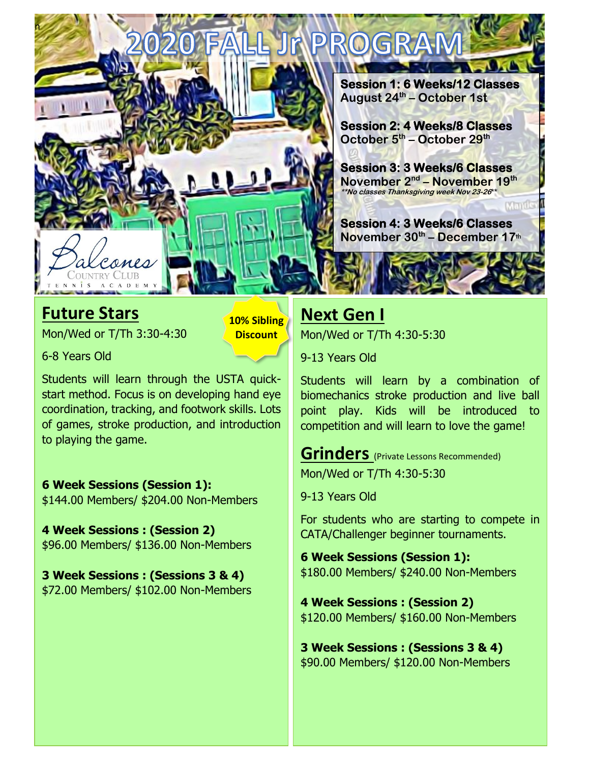# 2020 FALL Jr PROGRAM

**Session 1: 6 Weeks/12 Classes**
**August 24th – October 1st**

**Session 2: 4 Weeks/8 Classes**
**October 5th – October 29th**

**Session 3: 3 Weeks/6 Classes**
**November 2nd – November 19th**
***No classes Thanksgiving week Nov 23-26***

**Session 4: 3 Weeks/6 Classes**
**November 30th – December 17th**

Balcones Country Club Tennis Academy

## Future Stars

**10% Sibling Discount**

Mon/Wed or T/Th 3:30-4:30

6-8 Years Old

Students will learn through the USTA quick-start method. Focus is on developing hand eye coordination, tracking, and footwork skills. Lots of games, stroke production, and introduction to playing the game.

**6 Week Sessions (Session 1):**
$144.00 Members/ $204.00 Non-Members

**4 Week Sessions : (Session 2)**
$96.00 Members/ $136.00 Non-Members

**3 Week Sessions : (Sessions 3 & 4)**
$72.00 Members/ $102.00 Non-Members

## Next Gen I

Mon/Wed or T/Th 4:30-5:30

9-13 Years Old

Students will learn by a combination of biomechanics stroke production and live ball point play. Kids will be introduced to competition and will learn to love the game!

## Grinders (Private Lessons Recommended)

Mon/Wed or T/Th 4:30-5:30

9-13 Years Old

For students who are starting to compete in CATA/Challenger beginner tournaments.

**6 Week Sessions (Session 1):**
$180.00 Members/ $240.00 Non-Members

**4 Week Sessions : (Session 2)**
$120.00 Members/ $160.00 Non-Members

**3 Week Sessions : (Sessions 3 & 4)**
$90.00 Members/ $120.00 Non-Members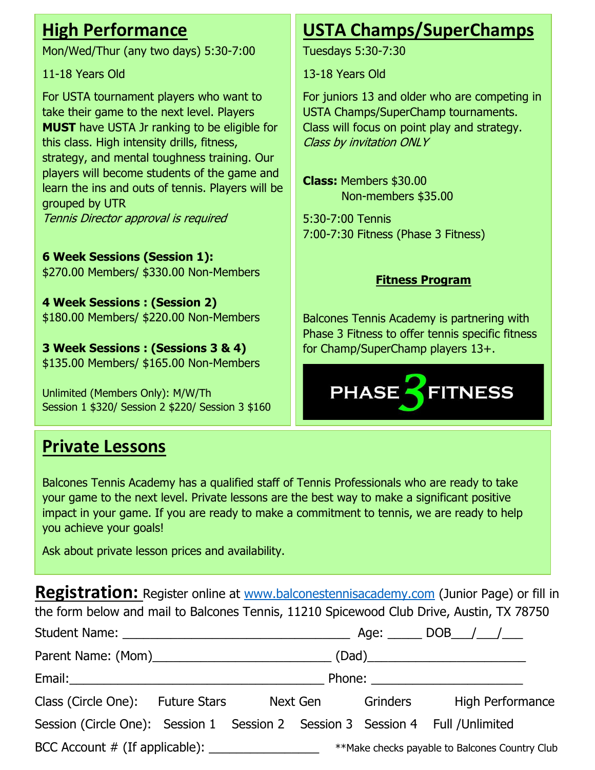## High Performance

Mon/Wed/Thur (any two days) 5:30-7:00

11-18 Years Old

For USTA tournament players who want to take their game to the next level. Players **MUST** have USTA Jr ranking to be eligible for this class. High intensity drills, fitness, strategy, and mental toughness training. Our players will become students of the game and learn the ins and outs of tennis. Players will be grouped by UTR
*Tennis Director approval is required*

**6 Week Sessions (Session 1):**
$270.00 Members/ $330.00 Non-Members

**4 Week Sessions : (Session 2)**
$180.00 Members/ $220.00 Non-Members

**3 Week Sessions : (Sessions 3 & 4)**
$135.00 Members/ $165.00 Non-Members

Unlimited (Members Only): M/W/Th
Session 1 $320/ Session 2 $220/ Session 3 $160

## USTA Champs/SuperChamps

Tuesdays 5:30-7:30

13-18 Years Old

For juniors 13 and older who are competing in USTA Champs/SuperChamp tournaments. Class will focus on point play and strategy. *Class by invitation ONLY*

**Class:** Members $30.00
Non-members $35.00

5:30-7:00 Tennis
7:00-7:30 Fitness (Phase 3 Fitness)

**Fitness Program**

Balcones Tennis Academy is partnering with Phase 3 Fitness to offer tennis specific fitness for Champ/SuperChamp players 13+.

PHASE 3 FITNESS

## Private Lessons

Balcones Tennis Academy has a qualified staff of Tennis Professionals who are ready to take your game to the next level. Private lessons are the best way to make a significant positive impact in your game. If you are ready to make a commitment to tennis, we are ready to help you achieve your goals!

Ask about private lesson prices and availability.

**Registration:** Register online at www.balconestennisacademy.com (Junior Page) or fill in the form below and mail to Balcones Tennis, 11210 Spicewood Club Drive, Austin, TX 78750

Student Name: _________________________________ Age: _____ DOB___/___/___

Parent Name: (Mom)__________________________ (Dad)_______________________

Email:_____________________________________ Phone: ______________________

Class (Circle One): Future Stars Next Gen Grinders High Performance

Session (Circle One): Session 1 Session 2 Session 3 Session 4 Full /Unlimited

BCC Account # (If applicable): ________________ **Make checks payable to Balcones Country Club